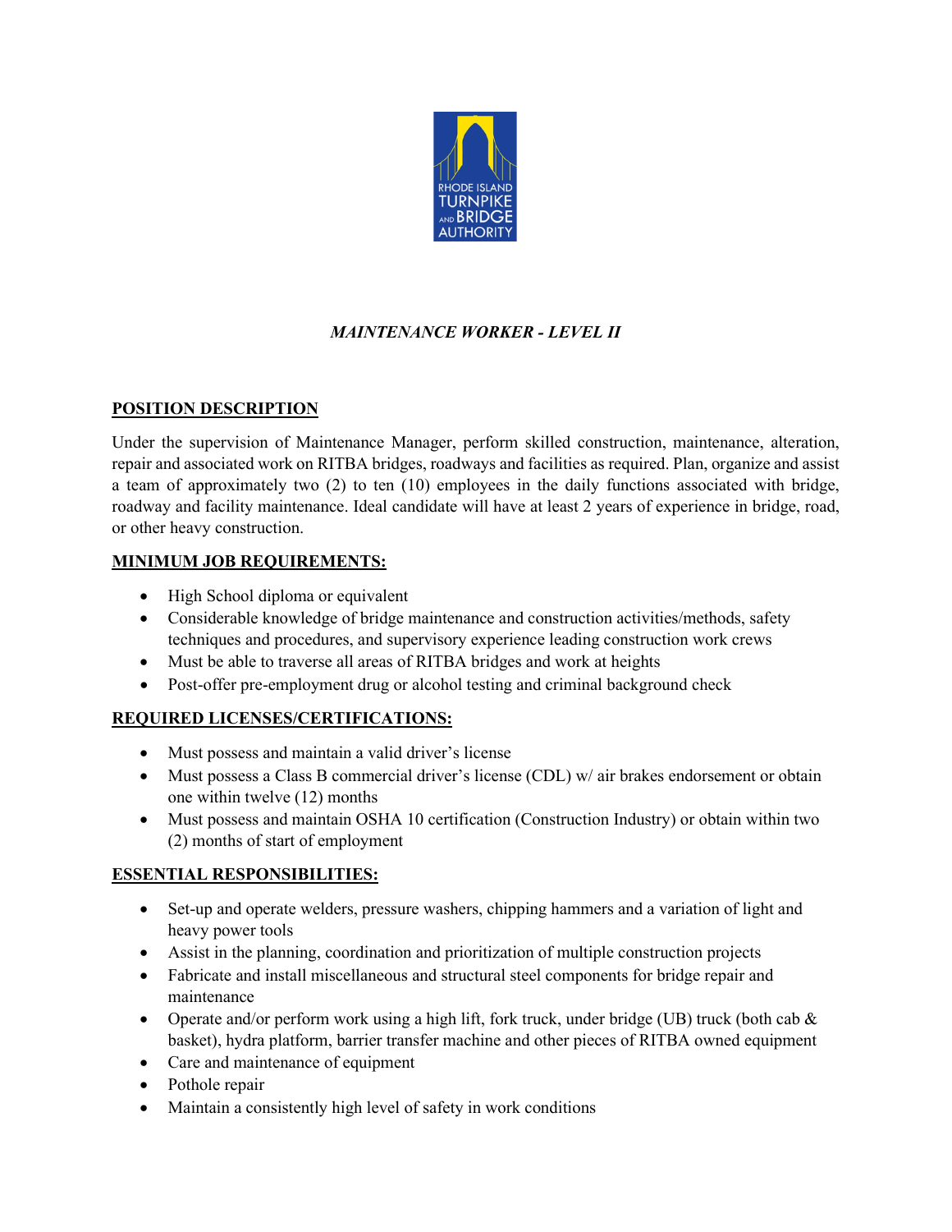RHODE ISLAND TURNPIKE AND BRIDGE AUTHORITY

# *MAINTENANCE WORKER - LEVEL II*

## POSITION DESCRIPTION

Under the supervision of Maintenance Manager, perform skilled construction, maintenance, alteration, repair and associated work on RITBA bridges, roadways and facilities as required. Plan, organize and assist a team of approximately two (2) to ten (10) employees in the daily functions associated with bridge, roadway and facility maintenance. Ideal candidate will have at least 2 years of experience in bridge, road, or other heavy construction.

## MINIMUM JOB REQUIREMENTS:

- High School diploma or equivalent
- Considerable knowledge of bridge maintenance and construction activities/methods, safety techniques and procedures, and supervisory experience leading construction work crews
- Must be able to traverse all areas of RITBA bridges and work at heights
- Post-offer pre-employment drug or alcohol testing and criminal background check

## REQUIRED LICENSES/CERTIFICATIONS:

- Must possess and maintain a valid driver's license
- Must possess a Class B commercial driver's license (CDL) w/ air brakes endorsement or obtain one within twelve (12) months
- Must possess and maintain OSHA 10 certification (Construction Industry) or obtain within two (2) months of start of employment

## ESSENTIAL RESPONSIBILITIES:

- Set-up and operate welders, pressure washers, chipping hammers and a variation of light and heavy power tools
- Assist in the planning, coordination and prioritization of multiple construction projects
- Fabricate and install miscellaneous and structural steel components for bridge repair and maintenance
- Operate and/or perform work using a high lift, fork truck, under bridge (UB) truck (both cab & basket), hydra platform, barrier transfer machine and other pieces of RITBA owned equipment
- Care and maintenance of equipment
- Pothole repair
- Maintain a consistently high level of safety in work conditions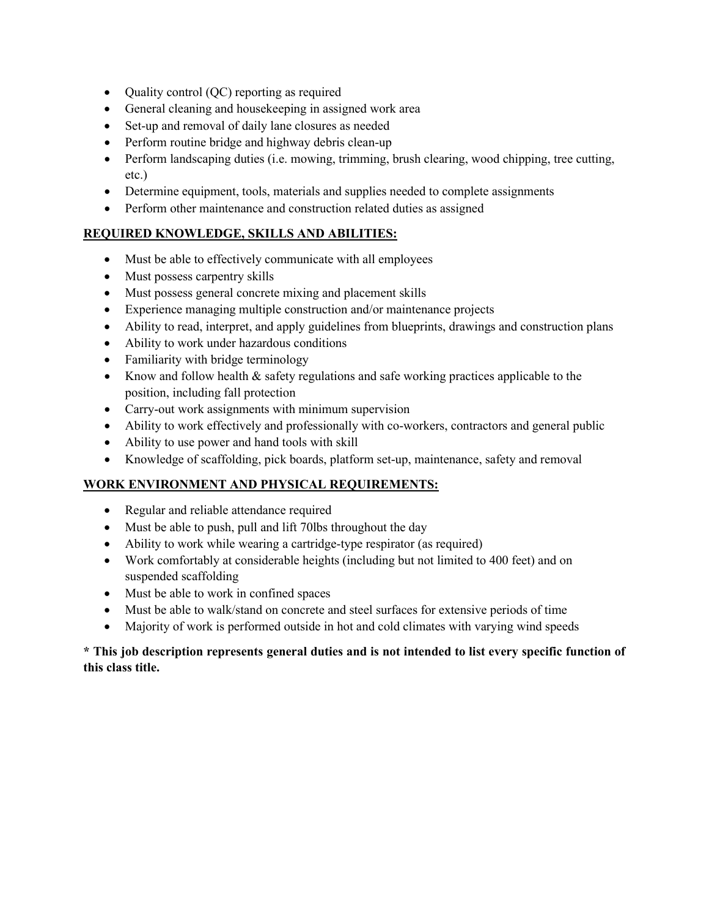- Quality control (QC) reporting as required
- General cleaning and housekeeping in assigned work area
- Set-up and removal of daily lane closures as needed
- Perform routine bridge and highway debris clean-up
- Perform landscaping duties (i.e. mowing, trimming, brush clearing, wood chipping, tree cutting, etc.)
- Determine equipment, tools, materials and supplies needed to complete assignments
- Perform other maintenance and construction related duties as assigned

## REQUIRED KNOWLEDGE, SKILLS AND ABILITIES:

- Must be able to effectively communicate with all employees
- Must possess carpentry skills
- Must possess general concrete mixing and placement skills
- Experience managing multiple construction and/or maintenance projects
- Ability to read, interpret, and apply guidelines from blueprints, drawings and construction plans
- Ability to work under hazardous conditions
- Familiarity with bridge terminology
- Know and follow health & safety regulations and safe working practices applicable to the position, including fall protection
- Carry-out work assignments with minimum supervision
- Ability to work effectively and professionally with co-workers, contractors and general public
- Ability to use power and hand tools with skill
- Knowledge of scaffolding, pick boards, platform set-up, maintenance, safety and removal

## WORK ENVIRONMENT AND PHYSICAL REQUIREMENTS:

- Regular and reliable attendance required
- Must be able to push, pull and lift 70lbs throughout the day
- Ability to work while wearing a cartridge-type respirator (as required)
- Work comfortably at considerable heights (including but not limited to 400 feet) and on suspended scaffolding
- Must be able to work in confined spaces
- Must be able to walk/stand on concrete and steel surfaces for extensive periods of time
- Majority of work is performed outside in hot and cold climates with varying wind speeds

**\* This job description represents general duties and is not intended to list every specific function of this class title.**